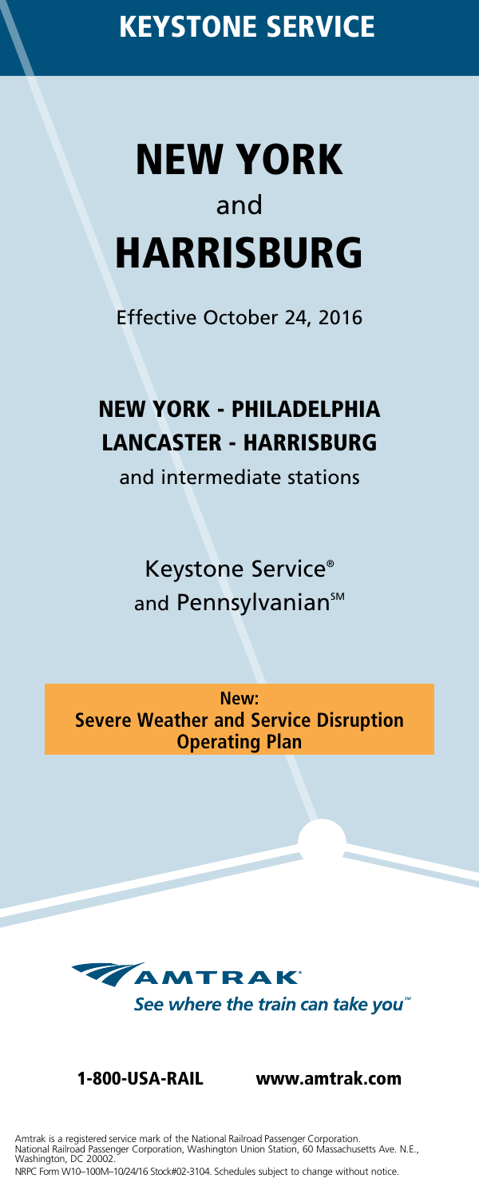# KEYSTONE SERVICE

# NEW YORK
and
# HARRISBURG

Effective October 24, 2016

## NEW YORK - PHILADELPHIA
## LANCASTER - HARRISBURG

and intermediate stations

Keystone Service®
and Pennsylvanian℠

**New:**
**Severe Weather and Service Disruption Operating Plan**

AMTRAK®

*See where the train can take you*℠

**1-800-USA-RAIL** **www.amtrak.com**

Amtrak is a registered service mark of the National Railroad Passenger Corporation.
National Railroad Passenger Corporation, Washington Union Station, 60 Massachusetts Ave. N.E., Washington, DC 20002.
NRPC Form W10–100M–10/24/16 Stock#02-3104. Schedules subject to change without notice.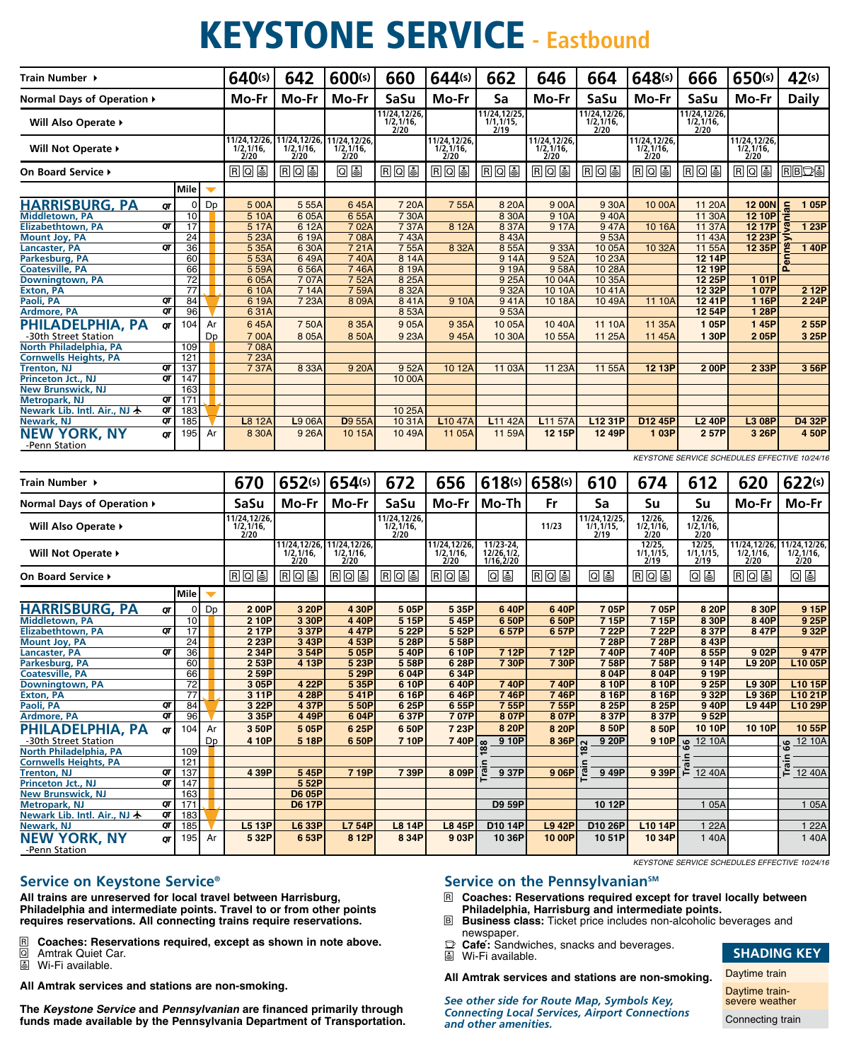# KEYSTONE SERVICE - Eastbound

| Train Number ▸ | | | | 640(s) | 642 | 600(s) | 660 | 644(s) | 662 | 646 | 664 | 648(s) | 666 | 650(s) | 42(s) |
|---|---|---|---|---|---|---|---|---|---|---|---|---|---|---|---|
| Normal Days of Operation ▸ | | | | Mo-Fr | Mo-Fr | Mo-Fr | SaSu | Mo-Fr | Sa | Mo-Fr | SaSu | Mo-Fr | SaSu | Mo-Fr | Daily |
| Will Also Operate ▸ | | | | | | | 11/24,12/26, 1/2,1/16, 2/20 | | 11/24,12/25, 1/1,1/15, 2/19 | | 11/24,12/26, 1/2,1/16, 2/20 | | 11/24,12/26, 1/2,1/16, 2/20 | | |
| Will Not Operate ▸ | | | | 11/24,12/26, 1/2,1/16, 2/20 | 11/24,12/26, 1/2,1/16, 2/20 | 11/24,12/26, 1/2,1/16, 2/20 | | 11/24,12/26, 1/2,1/16, 2/20 | | 11/24,12/26, 1/2,1/16, 2/20 | | 11/24,12/26, 1/2,1/16, 2/20 | | 11/24,12/26, 1/2,1/16, 2/20 | |
| On Board Service ▸ | | | | R Q Wi-Fi | R Q Wi-Fi | Q Wi-Fi | R Q Wi-Fi | R Q Wi-Fi | R Q Wi-Fi | R Q Wi-Fi | R Q Wi-Fi | R Q Wi-Fi | R Q Wi-Fi | R Q Wi-Fi | R B Café Wi-Fi |
| | | Mile | | | | | | | | | | | | | |
| **HARRISBURG, PA** | QT | 0 | Dp | 5 00A | 5 55A | 6 45A | 7 20A | 7 55A | 8 20A | 9 00A | 9 30A | 10 00A | 11 20A | **12 00N** | **1 05P** |
| Middletown, PA | | 10 | | 5 10A | 6 05A | 6 55A | 7 30A | | 8 30A | 9 10A | 9 40A | | 11 30A | **12 10P** | Pennsylvanian |
| Elizabethtown, PA | QT | 17 | | 5 17A | 6 12A | 7 02A | 7 37A | 8 12A | 8 37A | 9 17A | 9 47A | 10 16A | 11 37A | **12 17P** | **1 23P** |
| Mount Joy, PA | | 24 | | 5 23A | 6 19A | 7 08A | 7 43A | | 8 43A | | 9 53A | | 11 43A | **12 23P** | |
| Lancaster, PA | QT | 36 | | 5 35A | 6 30A | 7 21A | 7 55A | 8 32A | 8 55A | 9 33A | 10 05A | 10 32A | 11 55A | **12 35P** | **1 40P** |
| Parkesburg, PA | | 60 | | 5 53A | 6 49A | 7 40A | 8 14A | | 9 14A | 9 52A | 10 23A | | **12 14P** | | |
| Coatesville, PA | | 66 | | 5 59A | 6 56A | 7 46A | 8 19A | | 9 19A | 9 58A | 10 28A | | **12 19P** | | |
| Downingtown, PA | | 72 | | 6 05A | 7 07A | 7 52A | 8 25A | | 9 25A | 10 04A | 10 35A | | **12 25P** | **1 01P** | |
| Exton, PA | | 77 | | 6 10A | 7 14A | 7 59A | 8 32A | | 9 32A | 10 10A | 10 41A | | **12 32P** | **1 07P** | **2 12P** |
| Paoli, PA | QT | 84 | | 6 19A | 7 23A | 8 09A | 8 41A | 9 10A | 9 41A | 10 18A | 10 49A | 11 10A | **12 41P** | **1 16P** | **2 24P** |
| Ardmore, PA | QT | 96 | | 6 31A | | | 8 53A | | 9 53A | | | | **12 54P** | **1 28P** | |
| **PHILADELPHIA, PA** | QT | 104 | Ar | 6 45A | 7 50A | 8 35A | 9 05A | 9 35A | 10 05A | 10 40A | 11 10A | 11 35A | **1 05P** | **1 45P** | **2 55P** |
| -30th Street Station | | | Dp | 7 00A | 8 05A | 8 50A | 9 23A | 9 45A | 10 30A | 10 55A | 11 25A | 11 45A | **1 30P** | **2 05P** | **3 25P** |
| North Philadelphia, PA | | 109 | | 7 08A | | | | | | | | | | | |
| Cornwells Heights, PA | | 121 | | 7 23A | | | | | | | | | | | |
| Trenton, NJ | QT | 137 | | 7 37A | 8 33A | 9 20A | 9 52A | 10 12A | 11 03A | 11 23A | 11 55A | **12 13P** | **2 00P** | **2 33P** | **3 56P** |
| Princeton Jct., NJ | QT | 147 | | | | | 10 00A | | | | | | | | |
| New Brunswick, NJ | | 163 | | | | | | | | | | | | | |
| Metropark, NJ | QT | 171 | | | | | | | | | | | | | |
| Newark Lib. Intl. Air., NJ ✈ | QT | 183 | | | | | 10 25A | | | | | | | | |
| Newark, NJ | QT | 185 | | L8 12A | L9 06A | D9 55A | 10 31A | L10 47A | L11 42A | L11 57A | **L12 31P** | **D12 45P** | **L2 40P** | **L3 08P** | **D4 32P** |
| **NEW YORK, NY** -Penn Station | QT | 195 | Ar | 8 30A | 9 26A | 10 15A | 10 49A | 11 05A | 11 59A | **12 15P** | **12 49P** | **1 03P** | **2 57P** | **3 26P** | **4 50P** |

KEYSTONE SERVICE SCHEDULES EFFECTIVE 10/24/16

| Train Number ▸ | | | | 670 | 652(s) | 654(s) | 672 | 656 | 618(s) | 658(s) | 610 | 674 | 612 | 620 | 622(s) |
|---|---|---|---|---|---|---|---|---|---|---|---|---|---|---|---|
| Normal Days of Operation ▸ | | | | SaSu | Mo-Fr | Mo-Fr | SaSu | Mo-Fr | Mo-Th | Fr | Sa | Su | Su | Mo-Fr | Mo-Fr |
| Will Also Operate ▸ | | | | 11/24,12/26, 1/2,1/16, 2/20 | | | 11/24,12/26, 1/2,1/16, 2/20 | | | 11/23 | 11/24,12/25, 1/1,1/15, 2/19 | 12/26, 1/2,1/16, 2/20 | 12/26, 1/2,1/16, 2/20 | | |
| Will Not Operate ▸ | | | | | 11/24,12/26, 1/2,1/16, 2/20 | 11/24,12/26, 1/2,1/16, 2/20 | | 11/24,12/26, 1/2,1/16, 2/20 | 11/23-24, 12/26,1/2, 1/16,2/20 | | | 12/25, 1/1,1/15, 2/19 | 12/25, 1/1,1/15, 2/19 | 11/24,12/26, 1/2,1/16, 2/20 | 11/24,12/26, 1/2,1/16, 2/20 |
| On Board Service ▸ | | | | R Q Wi-Fi | R Q Wi-Fi | R Q Wi-Fi | R Q Wi-Fi | R Q Wi-Fi | Q Wi-Fi | R Q Wi-Fi | Q Wi-Fi | R Q Wi-Fi | Q Wi-Fi | R Q Wi-Fi | Q Wi-Fi |
| | | Mile | | | | | | | | | | | | | |
| **HARRISBURG, PA** | QT | 0 | Dp | **2 00P** | **3 20P** | **4 30P** | **5 05P** | **5 35P** | **6 40P** | **6 40P** | **7 05P** | **7 05P** | **8 20P** | **8 30P** | **9 15P** |
| Middletown, PA | | 10 | | **2 10P** | **3 30P** | **4 40P** | **5 15P** | **5 45P** | **6 50P** | **6 50P** | **7 15P** | **7 15P** | **8 30P** | **8 40P** | **9 25P** |
| Elizabethtown, PA | QT | 17 | | **2 17P** | **3 37P** | **4 47P** | **5 22P** | **5 52P** | **6 57P** | **6 57P** | **7 22P** | **7 22P** | **8 37P** | **8 47P** | **9 32P** |
| Mount Joy, PA | | 24 | | **2 23P** | **3 43P** | **4 53P** | **5 28P** | **5 58P** | | | **7 28P** | **7 28P** | **8 43P** | | |
| Lancaster, PA | QT | 36 | | **2 34P** | **3 54P** | **5 05P** | **5 40P** | **6 10P** | **7 12P** | **7 12P** | **7 40P** | **7 40P** | **8 55P** | **9 02P** | **9 47P** |
| Parkesburg, PA | | 60 | | **2 53P** | **4 13P** | **5 23P** | **5 58P** | **6 28P** | **7 30P** | **7 30P** | **7 58P** | **7 58P** | **9 14P** | **L9 20P** | **L10 05P** |
| Coatesville, PA | | 66 | | **2 59P** | | **5 29P** | **6 04P** | **6 34P** | | | **8 04P** | **8 04P** | **9 19P** | | |
| Downingtown, PA | | 72 | | **3 05P** | **4 22P** | **5 35P** | **6 10P** | **6 40P** | **7 40P** | **7 40P** | **8 10P** | **8 10P** | **9 25P** | **L9 30P** | **L10 15P** |
| Exton, PA | | 77 | | **3 11P** | **4 28P** | **5 41P** | **6 16P** | **6 46P** | **7 46P** | **7 46P** | **8 16P** | **8 16P** | **9 32P** | **L9 36P** | **L10 21P** |
| Paoli, PA | QT | 84 | | **3 22P** | **4 37P** | **5 50P** | **6 25P** | **6 55P** | **7 55P** | **7 55P** | **8 25P** | **8 25P** | **9 40P** | **L9 44P** | **L10 29P** |
| Ardmore, PA | QT | 96 | | **3 35P** | **4 49P** | **6 04P** | **6 37P** | **7 07P** | **8 07P** | **8 07P** | **8 37P** | **8 37P** | **9 52P** | | |
| **PHILADELPHIA, PA** | QT | 104 | Ar | **3 50P** | **5 05P** | **6 25P** | **6 50P** | **7 23P** | **8 20P** | **8 20P** | **8 50P** | **8 50P** | **10 10P** | **10 10P** | **10 55P** |
| -30th Street Station | | | Dp | **4 10P** | **5 18P** | **6 50P** | **7 10P** | **7 40P** | Train 188 **9 10P** | **8 36P** | Train 182 **9 20P** | **9 10P** | Train 66 12 10A | | Train 66 12 10A |
| North Philadelphia, PA | | 109 | | | | | | | | | | | | | |
| Cornwells Heights, PA | | 121 | | | | | | | | | | | | | |
| Trenton, NJ | QT | 137 | | **4 39P** | **5 45P** | **7 19P** | **7 39P** | **8 09P** | **9 37P** | **9 06P** | **9 49P** | **9 39P** | 12 40A | | 12 40A |
| Princeton Jct., NJ | QT | 147 | | | **5 52P** | | | | | | | | | | |
| New Brunswick, NJ | | 163 | | | **D6 05P** | | | | | | | | | | |
| Metropark, NJ | QT | 171 | | | **D6 17P** | | | | **D9 59P** | | **10 12P** | | 1 05A | | 1 05A |
| Newark Lib. Intl. Air., NJ ✈ | QT | 183 | | | | | | | | | | | | | |
| Newark, NJ | QT | 185 | | **L5 13P** | **L6 33P** | **L7 54P** | **L8 14P** | **L8 45P** | **D10 14P** | **L9 42P** | **D10 26P** | **L10 14P** | 1 22A | | 1 22A |
| **NEW YORK, NY** -Penn Station | QT | 195 | Ar | **5 32P** | **6 53P** | **8 12P** | **8 34P** | **9 03P** | **10 36P** | **10 00P** | **10 51P** | **10 34P** | 1 40A | | 1 40A |

KEYSTONE SERVICE SCHEDULES EFFECTIVE 10/24/16

## Service on Keystone Service®

**All trains are unreserved for local travel between Harrisburg, Philadelphia and intermediate points. Travel to or from other points requires reservations. All connecting trains require reservations.**

- R **Coaches: Reservations required, except as shown in note above.**
- Q Amtrak Quiet Car.
- Wi-Fi available.

**All Amtrak services and stations are non-smoking.**

**The *Keystone Service* and *Pennsylvanian* are financed primarily through funds made available by the Pennsylvania Department of Transportation.**

## Service on the Pennsylvanian℠

- R **Coaches: Reservations required except for travel locally between Philadelphia, Harrisburg and intermediate points.**
- B **Business class:** Ticket price includes non-alcoholic beverages and newspaper.
- **Café:** Sandwiches, snacks and beverages.
- Wi-Fi available.

**All Amtrak services and stations are non-smoking.**

***See other side for Route Map, Symbols Key, Connecting Local Services, Airport Connections and other amenities.***

**SHADING KEY**

- Daytime train
- Daytime train-severe weather
- Connecting train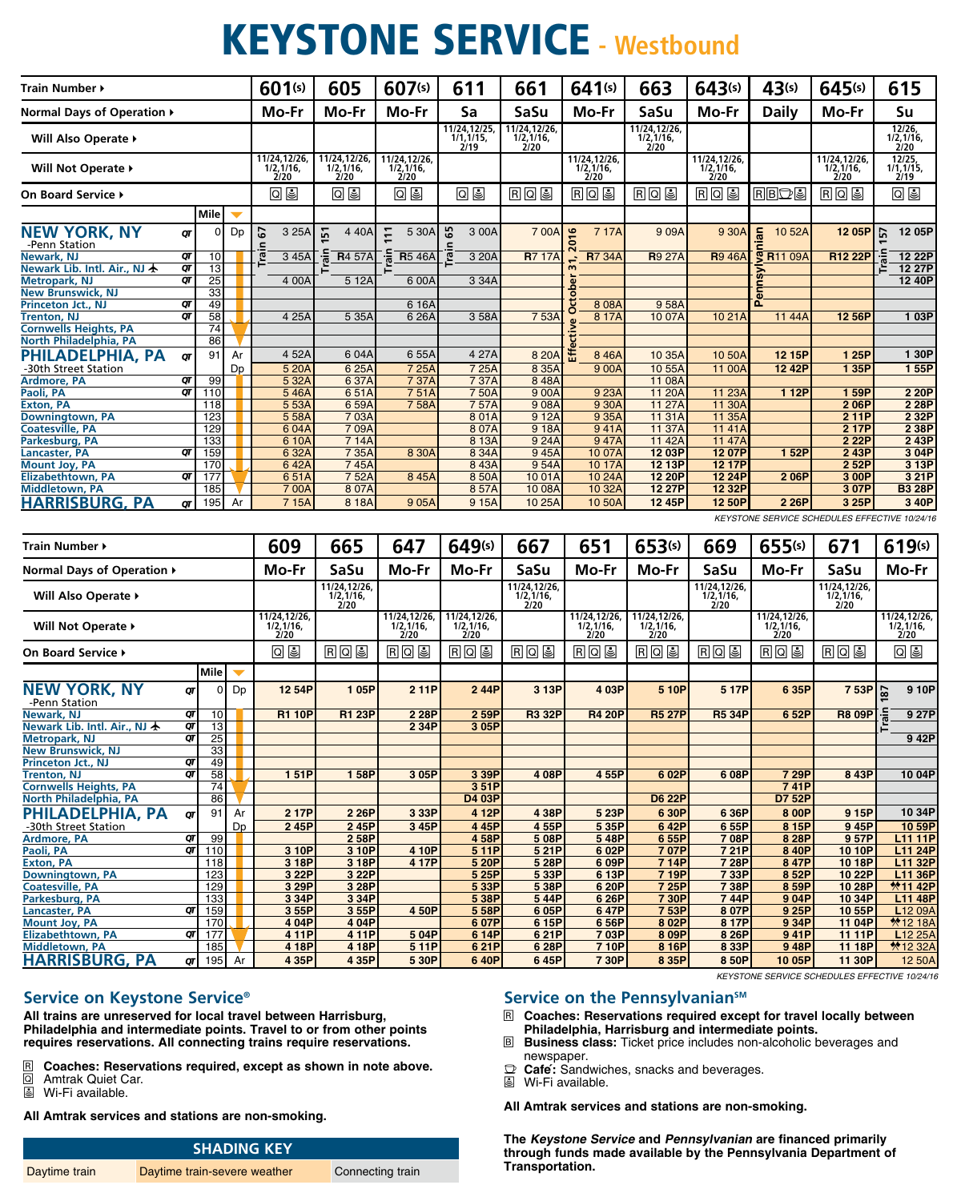# KEYSTONE SERVICE - Westbound

| Train Number ▸ | Mile | | 601(s) | 605 | 607(s) | 611 | 661 | 641(s) | 663 | 643(s) | 43(s) | 645(s) | 615 |
|---|---|---|---|---|---|---|---|---|---|---|---|---|---|
| Normal Days of Operation ▸ | | | Mo-Fr | Mo-Fr | Mo-Fr | Sa | SaSu | Mo-Fr | SaSu | Mo-Fr | Daily | Mo-Fr | Su |
| Will Also Operate ▸ | | | | | | 11/24,12/25, 1/1,1/15, 2/19 | 11/24,12/26, 1/2,1/16, 2/20 | | 11/24,12/26, 1/2,1/16, 2/20 | | | | 12/26, 1/2,1/16, 2/20 |
| Will Not Operate ▸ | | | 11/24,12/26, 1/2,1/16, 2/20 | 11/24,12/26, 1/2,1/16, 2/20 | 11/24,12/26, 1/2,1/16, 2/20 | | | 11/24,12/26, 1/2,1/16, 2/20 | | 11/24,12/26, 1/2,1/16, 2/20 | | 11/24,12/26, 1/2,1/16, 2/20 | 12/25, 1/1,1/15, 2/19 |
| On Board Service ▸ | | | Q W | Q W | Q W | Q W | R Q W | R Q W | R Q W | R Q W | R B Café W | R Q W | Q W |
| **NEW YORK, NY** -Penn Station | 0 | Dp | Train 67 3 25A | Train 151 4 40A | Train 111 5 30A | Train 65 3 00A | 7 00A | Effective October 31, 2016 7 17A | 9 09A | 9 30A | Pennsylvanian 10 52A | 12 05P | Train 157 12 05P |
| Newark, NJ | 10 | | 3 45A | R4 57A | R5 46A | 3 20A | R7 17A | R7 34A | R9 27A | R9 46A | R11 09A | R12 22P | 12 22P |
| Newark Lib. Intl. Air., NJ | 13 | | | | | | | | | | | | 12 27P |
| Metropark, NJ | 25 | | 4 00A | 5 12A | 6 00A | 3 34A | | | | | | | 12 40P |
| New Brunswick, NJ | 33 | | | | | | | | | | | | |
| Princeton Jct., NJ | 49 | | | | 6 16A | | | 8 08A | 9 58A | | | | |
| Trenton, NJ | 58 | | 4 25A | 5 35A | 6 26A | 3 58A | 7 53A | 8 17A | 10 07A | 10 21A | 11 44A | 12 56P | 1 03P |
| Cornwells Heights, PA | 74 | | | | | | | | | | | | |
| North Philadelphia, PA | 86 | | | | | | | | | | | | |
| **PHILADELPHIA, PA** | 91 | Ar | 4 52A | 6 04A | 6 55A | 4 27A | 8 20A | 8 46A | 10 35A | 10 50A | 12 15P | 1 25P | 1 30P |
| -30th Street Station | | Dp | 5 20A | 6 25A | 7 25A | 7 25A | 8 35A | 9 00A | 10 55A | 11 00A | 12 42P | 1 35P | 1 55P |
| Ardmore, PA | 99 | | 5 32A | 6 37A | 7 37A | 7 37A | 8 48A | | 11 08A | | | | |
| Paoli, PA | 110 | | 5 46A | 6 51A | 7 51A | 7 50A | 9 00A | 9 23A | 11 20A | 11 23A | 1 12P | 1 59P | 2 20P |
| Exton, PA | 118 | | 5 53A | 6 59A | 7 58A | 7 57A | 9 08A | 9 30A | 11 27A | 11 30A | | 2 06P | 2 28P |
| Downingtown, PA | 123 | | 5 58A | 7 03A | | 8 01A | 9 12A | 9 35A | 11 31A | 11 35A | | 2 11P | 2 32P |
| Coatesville, PA | 129 | | 6 04A | 7 09A | | 8 07A | 9 18A | 9 41A | 11 37A | 11 41A | | 2 17P | 2 38P |
| Parkesburg, PA | 133 | | 6 10A | 7 14A | | 8 13A | 9 24A | 9 47A | 11 42A | 11 47A | | 2 22P | 2 43P |
| Lancaster, PA | 159 | | 6 32A | 7 35A | 8 30A | 8 34A | 9 45A | 10 07A | 12 03P | 12 07P | 1 52P | 2 43P | 3 04P |
| Mount Joy, PA | 170 | | 6 42A | 7 45A | | 8 43A | 9 54A | 10 17A | 12 13P | 12 17P | | 2 52P | 3 13P |
| Elizabethtown, PA | 177 | | 6 51A | 7 52A | 8 45A | 8 50A | 10 01A | 10 24A | 12 20P | 12 24P | 2 06P | 3 00P | 3 21P |
| Middletown, PA | 185 | | 7 00A | 8 07A | | 8 57A | 10 08A | 10 32A | 12 27P | 12 32P | | 3 07P | B3 28P |
| **HARRISBURG, PA** | 195 | Ar | 7 15A | 8 18A | 9 05A | 9 15A | 10 25A | 10 50A | 12 45P | 12 50P | 2 26P | 3 25P | 3 40P |

KEYSTONE SERVICE SCHEDULES EFFECTIVE 10/24/16

| Train Number ▸ | Mile | | 609 | 665 | 647 | 649(s) | 667 | 651 | 653(s) | 669 | 655(s) | 671 | 619(s) |
|---|---|---|---|---|---|---|---|---|---|---|---|---|---|
| Normal Days of Operation ▸ | | | Mo-Fr | SaSu | Mo-Fr | Mo-Fr | SaSu | Mo-Fr | Mo-Fr | SaSu | Mo-Fr | SaSu | Mo-Fr |
| Will Also Operate ▸ | | | | 11/24,12/26, 1/2,1/16, 2/20 | | | 11/24,12/26, 1/2,1/16, 2/20 | | | 11/24,12/26, 1/2,1/16, 2/20 | | 11/24,12/26, 1/2,1/16, 2/20 | |
| Will Not Operate ▸ | | | 11/24,12/26, 1/2,1/16, 2/20 | | 11/24,12/26, 1/2,1/16, 2/20 | 11/24,12/26, 1/2,1/16, 2/20 | | 11/24,12/26, 1/2,1/16, 2/20 | 11/24,12/26, 1/2,1/16, 2/20 | | 11/24,12/26, 1/2,1/16, 2/20 | | 11/24,12/26, 1/2,1/16, 2/20 |
| On Board Service ▸ | | | Q W | R Q W | R Q W | R Q W | R Q W | R Q W | R Q W | R Q W | R Q W | R Q W | Q W |
| **NEW YORK, NY** -Penn Station | 0 | Dp | 12 54P | 1 05P | 2 11P | 2 44P | 3 13P | 4 03P | 5 10P | 5 17P | 6 35P | 7 53P | Train 187 9 10P |
| Newark, NJ | 10 | | R1 10P | R1 23P | 2 28P | 2 59P | R3 32P | R4 20P | R5 27P | R5 34P | 6 52P | R8 09P | 9 27P |
| Newark Lib. Intl. Air., NJ | 13 | | | | 2 34P | 3 05P | | | | | | | |
| Metropark, NJ | 25 | | | | | | | | | | | | 9 42P |
| New Brunswick, NJ | 33 | | | | | | | | | | | | |
| Princeton Jct., NJ | 49 | | | | | | | | | | | | |
| Trenton, NJ | 58 | | 1 51P | 1 58P | 3 05P | 3 39P | 4 08P | 4 55P | 6 02P | 6 08P | 7 29P | 8 43P | 10 04P |
| Cornwells Heights, PA | 74 | | | | | 3 51P | | | | | 7 41P | | |
| North Philadelphia, PA | 86 | | | | | D4 03P | | | D6 22P | | D7 52P | | |
| **PHILADELPHIA, PA** | 91 | Ar | 2 17P | 2 26P | 3 33P | 4 12P | 4 38P | 5 23P | 6 30P | 6 36P | 8 00P | 9 15P | 10 34P |
| -30th Street Station | | Dp | 2 45P | 2 45P | 3 45P | 4 45P | 4 55P | 5 35P | 6 42P | 6 55P | 8 15P | 9 45P | 10 59P |
| Ardmore, PA | 99 | | | 2 58P | | 4 58P | 5 08P | 5 48P | 6 55P | 7 08P | 8 28P | 9 57P | L11 11P |
| Paoli, PA | 110 | | 3 10P | 3 10P | 4 10P | 5 11P | 5 21P | 6 02P | 7 07P | 7 21P | 8 40P | 10 10P | L11 24P |
| Exton, PA | 118 | | 3 18P | 3 18P | 4 17P | 5 20P | 5 28P | 6 09P | 7 14P | 7 28P | 8 47P | 10 18P | L11 32P |
| Downingtown, PA | 123 | | 3 22P | 3 22P | | 5 25P | 5 33P | 6 13P | 7 19P | 7 33P | 8 52P | 10 22P | L11 36P |
| Coatesville, PA | 129 | | 3 29P | 3 28P | | 5 33P | 5 38P | 6 20P | 7 25P | 7 38P | 8 59P | 10 28P | 11 42P |
| Parkesburg, PA | 133 | | 3 34P | 3 34P | | 5 38P | 5 44P | 6 26P | 7 30P | 7 44P | 9 04P | 10 34P | L11 48P |
| Lancaster, PA | 159 | | 3 55P | 3 55P | 4 50P | 5 58P | 6 05P | 6 47P | 7 53P | 8 07P | 9 25P | 10 55P | L12 09A |
| Mount Joy, PA | 170 | | 4 04P | 4 04P | | 6 07P | 6 15P | 6 56P | 8 02P | 8 17P | 9 34P | 11 04P | 12 18A |
| Elizabethtown, PA | 177 | | 4 11P | 4 11P | 5 04P | 6 14P | 6 21P | 7 03P | 8 09P | 8 26P | 9 41P | 11 11P | L12 25A |
| Middletown, PA | 185 | | 4 18P | 4 18P | 5 11P | 6 21P | 6 28P | 7 10P | 8 16P | 8 33P | 9 48P | 11 18P | 12 32A |
| **HARRISBURG, PA** | 195 | Ar | 4 35P | 4 35P | 5 30P | 6 40P | 6 45P | 7 30P | 8 35P | 8 50P | 10 05P | 11 30P | 12 50A |

KEYSTONE SERVICE SCHEDULES EFFECTIVE 10/24/16

## Service on Keystone Service®

**All trains are unreserved for local travel between Harrisburg, Philadelphia and intermediate points. Travel to or from other points requires reservations. All connecting trains require reservations.**

- R **Coaches: Reservations required, except as shown in note above.**
- Q Amtrak Quiet Car.
- W Wi-Fi available.

**All Amtrak services and stations are non-smoking.**

| SHADING KEY | | |
|---|---|---|
| Daytime train | Daytime train-severe weather | Connecting train |

## Service on the Pennsylvanian℠

- R **Coaches: Reservations required except for travel locally between Philadelphia, Harrisburg and intermediate points.**
- B **Business class:** Ticket price includes non-alcoholic beverages and newspaper.
- **Café:** Sandwiches, snacks and beverages.
- W Wi-Fi available.

**All Amtrak services and stations are non-smoking.**

**The *Keystone Service* and *Pennsylvanian* are financed primarily through funds made available by the Pennsylvania Department of Transportation.**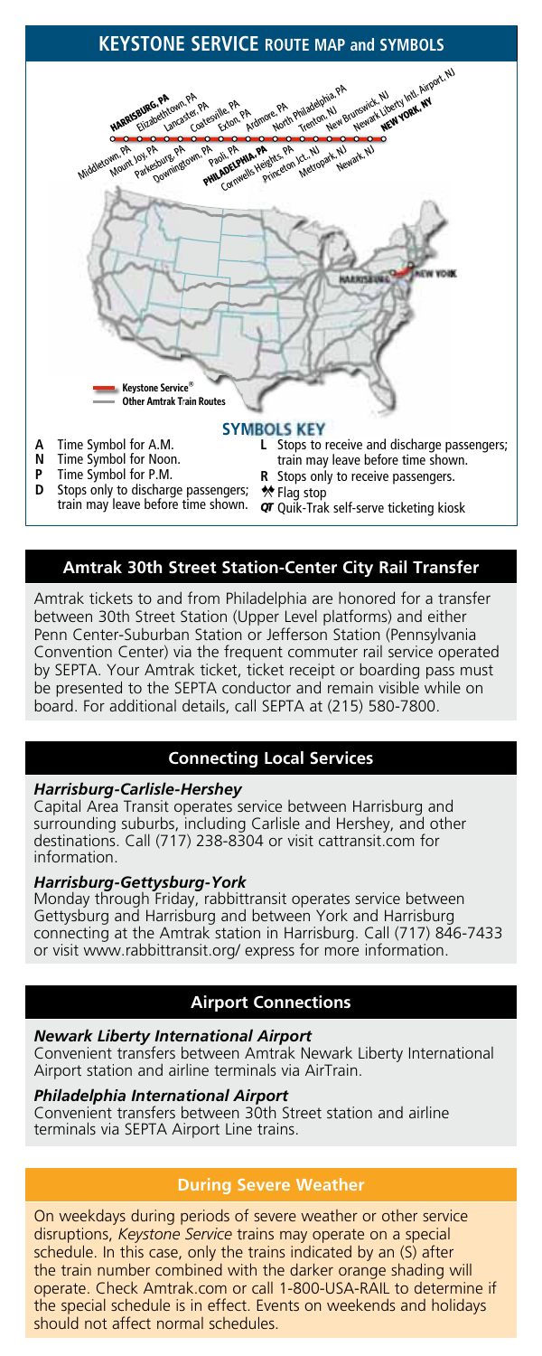# KEYSTONE SERVICE ROUTE MAP and SYMBOLS

HARRISBURG, PA
Elizabethtown, PA
Lancaster, PA
Coatesville, PA
Exton, PA
Ardmore, PA
North Philadelphia, PA
Trenton, NJ
New Brunswick, NJ
Newark Liberty Intl. Airport, NJ
NEW YORK, NY
Middletown, PA
Mount Joy, PA
Parkesburg, PA
Downingtown, PA
Paoli, PA
PHILADELPHIA, PA
Cornwells Heights, PA
Princeton Jct., NJ
Metropark, NJ
Newark, NJ

HARRISBURG
NEW YORK

Keystone Service®
Other Amtrak Train Routes

## SYMBOLS KEY

- **A** Time Symbol for A.M.
- **N** Time Symbol for Noon.
- **P** Time Symbol for P.M.
- **D** Stops only to discharge passengers; train may leave before time shown.
- **L** Stops to receive and discharge passengers; train may leave before time shown.
- **R** Stops only to receive passengers.
- Flag stop
- **QT** Quik-Trak self-serve ticketing kiosk

## Amtrak 30th Street Station-Center City Rail Transfer

Amtrak tickets to and from Philadelphia are honored for a transfer between 30th Street Station (Upper Level platforms) and either Penn Center-Suburban Station or Jefferson Station (Pennsylvania Convention Center) via the frequent commuter rail service operated by SEPTA. Your Amtrak ticket, ticket receipt or boarding pass must be presented to the SEPTA conductor and remain visible while on board. For additional details, call SEPTA at (215) 580-7800.

## Connecting Local Services

### *Harrisburg-Carlisle-Hershey*

Capital Area Transit operates service between Harrisburg and surrounding suburbs, including Carlisle and Hershey, and other destinations. Call (717) 238-8304 or visit cattransit.com for information.

### *Harrisburg-Gettysburg-York*

Monday through Friday, rabbittransit operates service between Gettysburg and Harrisburg and between York and Harrisburg connecting at the Amtrak station in Harrisburg. Call (717) 846-7433 or visit www.rabbittransit.org/ express for more information.

## Airport Connections

### *Newark Liberty International Airport*

Convenient transfers between Amtrak Newark Liberty International Airport station and airline terminals via AirTrain.

### *Philadelphia International Airport*

Convenient transfers between 30th Street station and airline terminals via SEPTA Airport Line trains.

## During Severe Weather

On weekdays during periods of severe weather or other service disruptions, *Keystone Service* trains may operate on a special schedule. In this case, only the trains indicated by an (S) after the train number combined with the darker orange shading will operate. Check Amtrak.com or call 1-800-USA-RAIL to determine if the special schedule is in effect. Events on weekends and holidays should not affect normal schedules.